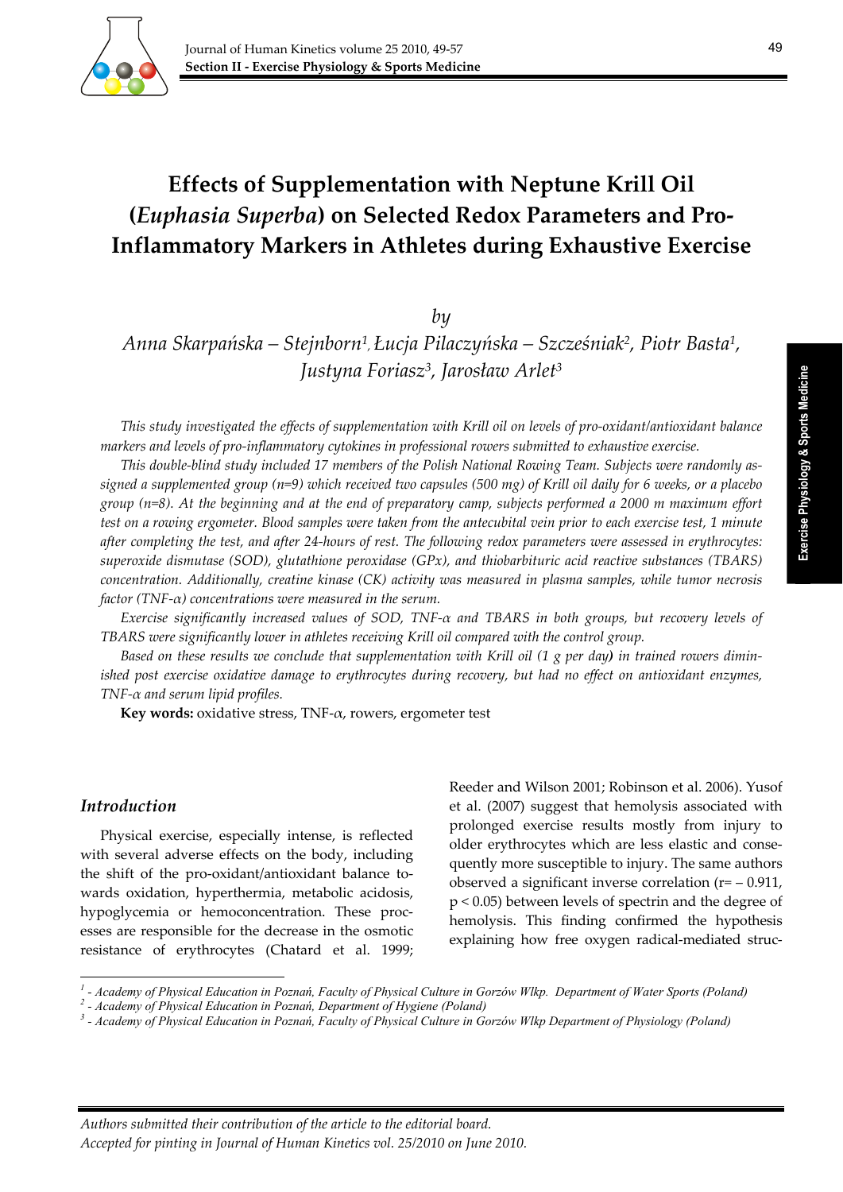# Effects of Supplementation with Neptune Krill Oil (*Euphasia Superba*) on Selected Redox Parameters and Pro-Inflammatory Markers in Athletes during Exhaustive Exercise

*by*

*Anna Skarpańska – Stejnborn[1], Łucja Pilaczyńska – Szcześniak[2], Piotr Basta[1], Justyna Foriasz[3], Jarosław Arlet[3]*

*This study investigated the effects of supplementation with Krill oil on levels of pro-oxidant/antioxidant balance markers and levels of pro-inflammatory cytokines in professional rowers submitted to exhaustive exercise.*

*This double-blind study included 17 members of the Polish National Rowing Team. Subjects were randomly assigned a supplemented group (n=9) which received two capsules (500 mg) of Krill oil daily for 6 weeks, or a placebo group (n=8). At the beginning and at the end of preparatory camp, subjects performed a 2000 m maximum effort test on a rowing ergometer. Blood samples were taken from the antecubital vein prior to each exercise test, 1 minute after completing the test, and after 24-hours of rest. The following redox parameters were assessed in erythrocytes: superoxide dismutase (SOD), glutathione peroxidase (GPx), and thiobarbituric acid reactive substances (TBARS) concentration. Additionally, creatine kinase (CK) activity was measured in plasma samples, while tumor necrosis factor (TNF-α) concentrations were measured in the serum.*

*Exercise significantly increased values of SOD, TNF-α and TBARS in both groups, but recovery levels of TBARS were significantly lower in athletes receiving Krill oil compared with the control group.*

*Based on these results we conclude that supplementation with Krill oil (1 g per day**)** in trained rowers diminished post exercise oxidative damage to erythrocytes during recovery, but had no effect on antioxidant enzymes, TNF-α and serum lipid profiles.*

**Key words:** oxidative stress, TNF-α, rowers, ergometer test

## *Introduction*

Physical exercise, especially intense, is reflected with several adverse effects on the body, including the shift of the pro-oxidant/antioxidant balance towards oxidation, hyperthermia, metabolic acidosis, hypoglycemia or hemoconcentration. These processes are responsible for the decrease in the osmotic resistance of erythrocytes (Chatard et al. 1999; Reeder and Wilson 2001; Robinson et al. 2006). Yusof et al. (2007) suggest that hemolysis associated with prolonged exercise results mostly from injury to older erythrocytes which are less elastic and consequently more susceptible to injury. The same authors observed a significant inverse correlation ($r = -0.911$, $p < 0.05$) between levels of spectrin and the degree of hemolysis. This finding confirmed the hypothesis explaining how free oxygen radical-mediated struc-

---

[1] - *Academy of Physical Education in Poznań, Faculty of Physical Culture in Gorzów Wlkp. Department of Water Sports (Poland)*
[2] - *Academy of Physical Education in Poznań, Department of Hygiene (Poland)*
[3] - *Academy of Physical Education in Poznań, Faculty of Physical Culture in Gorzów Wlkp Department of Physiology (Poland)*

*Authors submitted their contribution of the article to the editorial board.*
*Accepted for pinting in Journal of Human Kinetics vol. 25/2010 on June 2010.*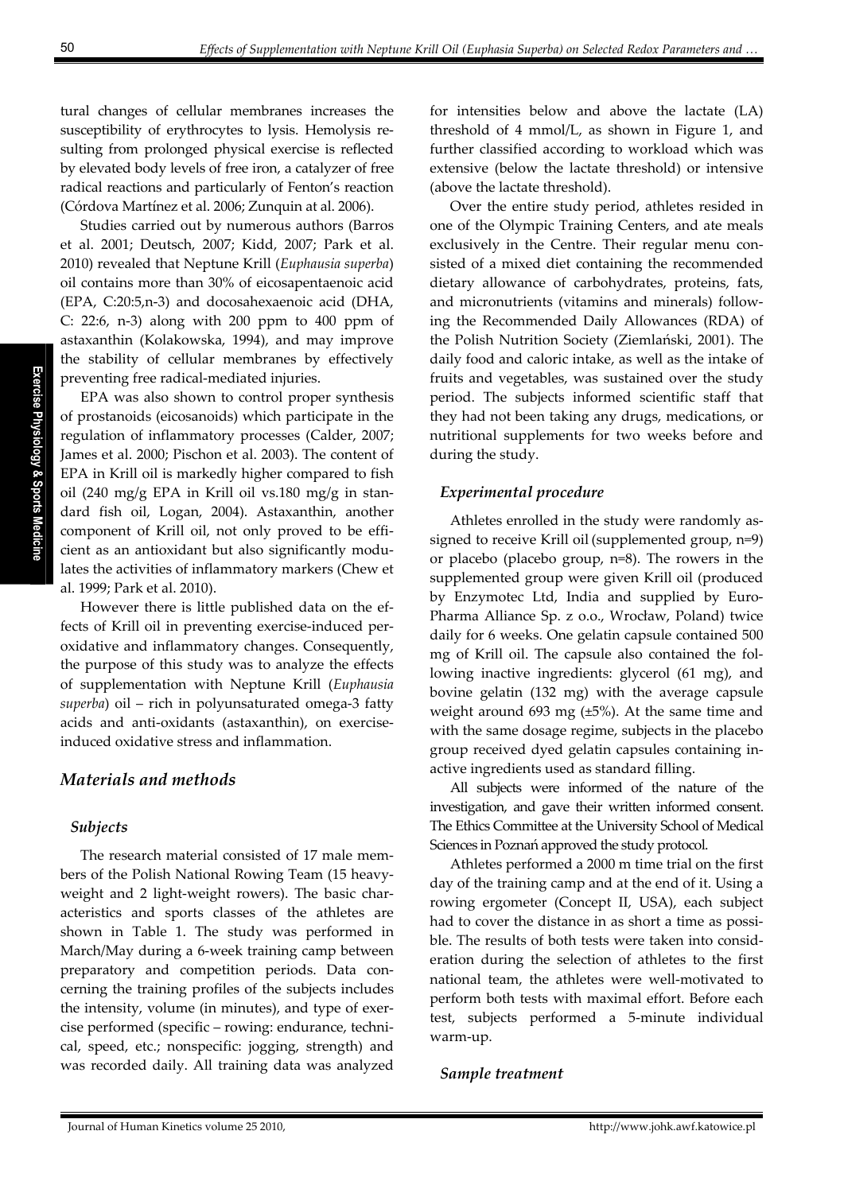tural changes of cellular membranes increases the susceptibility of erythrocytes to lysis. Hemolysis resulting from prolonged physical exercise is reflected by elevated body levels of free iron, a catalyzer of free radical reactions and particularly of Fenton's reaction (Córdova Martínez et al. 2006; Zunquin at al. 2006).

Studies carried out by numerous authors (Barros et al. 2001; Deutsch, 2007; Kidd, 2007; Park et al. 2010) revealed that Neptune Krill (*Euphausia superba*) oil contains more than 30% of eicosapentaenoic acid (EPA, C:20:5,n-3) and docosahexaenoic acid (DHA, C: 22:6, n-3) along with 200 ppm to 400 ppm of astaxanthin (Kolakowska, 1994), and may improve the stability of cellular membranes by effectively preventing free radical-mediated injuries.

EPA was also shown to control proper synthesis of prostanoids (eicosanoids) which participate in the regulation of inflammatory processes (Calder, 2007; James et al. 2000; Pischon et al. 2003). The content of EPA in Krill oil is markedly higher compared to fish oil (240 mg/g EPA in Krill oil vs.180 mg/g in standard fish oil, Logan, 2004). Astaxanthin, another component of Krill oil, not only proved to be efficient as an antioxidant but also significantly modulates the activities of inflammatory markers (Chew et al. 1999; Park et al. 2010).

However there is little published data on the effects of Krill oil in preventing exercise-induced peroxidative and inflammatory changes. Consequently, the purpose of this study was to analyze the effects of supplementation with Neptune Krill (*Euphausia superba*) oil – rich in polyunsaturated omega-3 fatty acids and anti-oxidants (astaxanthin), on exercise-induced oxidative stress and inflammation.

## Materials and methods

### Subjects

The research material consisted of 17 male members of the Polish National Rowing Team (15 heavy-weight and 2 light-weight rowers). The basic characteristics and sports classes of the athletes are shown in Table 1. The study was performed in March/May during a 6-week training camp between preparatory and competition periods. Data concerning the training profiles of the subjects includes the intensity, volume (in minutes), and type of exercise performed (specific – rowing: endurance, technical, speed, etc.; nonspecific: jogging, strength) and was recorded daily. All training data was analyzed for intensities below and above the lactate (LA) threshold of 4 mmol/L, as shown in Figure 1, and further classified according to workload which was extensive (below the lactate threshold) or intensive (above the lactate threshold).

Over the entire study period, athletes resided in one of the Olympic Training Centers, and ate meals exclusively in the Centre. Their regular menu consisted of a mixed diet containing the recommended dietary allowance of carbohydrates, proteins, fats, and micronutrients (vitamins and minerals) following the Recommended Daily Allowances (RDA) of the Polish Nutrition Society (Ziemlański, 2001). The daily food and caloric intake, as well as the intake of fruits and vegetables, was sustained over the study period. The subjects informed scientific staff that they had not been taking any drugs, medications, or nutritional supplements for two weeks before and during the study.

### Experimental procedure

Athletes enrolled in the study were randomly assigned to receive Krill oil (supplemented group, n=9) or placebo (placebo group, n=8). The rowers in the supplemented group were given Krill oil (produced by Enzymotec Ltd, India and supplied by Euro-Pharma Alliance Sp. z o.o., Wrocław, Poland) twice daily for 6 weeks. One gelatin capsule contained 500 mg of Krill oil. The capsule also contained the following inactive ingredients: glycerol (61 mg), and bovine gelatin (132 mg) with the average capsule weight around 693 mg (±5%). At the same time and with the same dosage regime, subjects in the placebo group received dyed gelatin capsules containing inactive ingredients used as standard filling.

All subjects were informed of the nature of the investigation, and gave their written informed consent. The Ethics Committee at the University School of Medical Sciences in Poznań approved the study protocol.

Athletes performed a 2000 m time trial on the first day of the training camp and at the end of it. Using a rowing ergometer (Concept II, USA), each subject had to cover the distance in as short a time as possible. The results of both tests were taken into consideration during the selection of athletes to the first national team, the athletes were well-motivated to perform both tests with maximal effort. Before each test, subjects performed a 5-minute individual warm-up.

### Sample treatment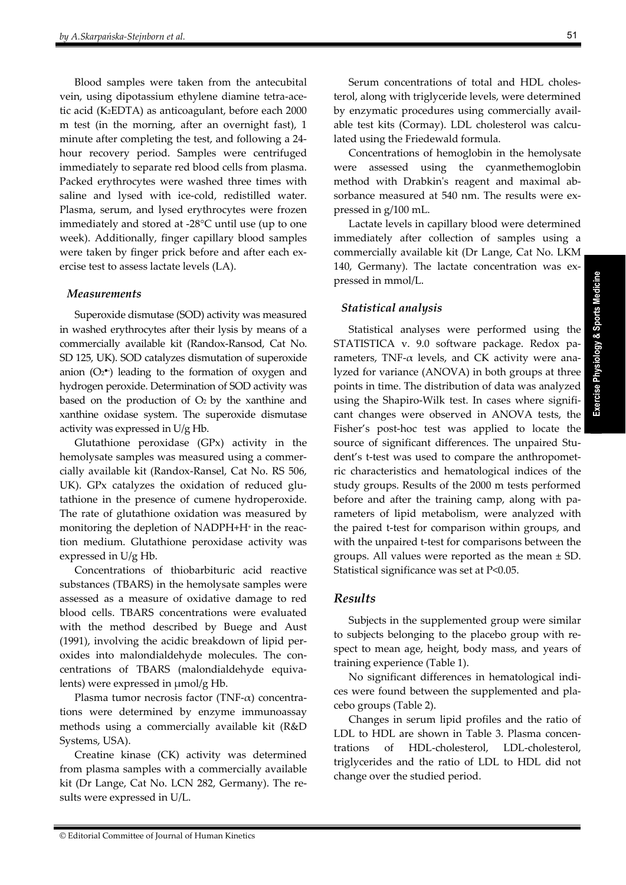Blood samples were taken from the antecubital vein, using dipotassium ethylene diamine tetra-acetic acid ($K_2EDTA$) as anticoagulant, before each 2000 m test (in the morning, after an overnight fast), 1 minute after completing the test, and following a 24-hour recovery period. Samples were centrifuged immediately to separate red blood cells from plasma. Packed erythrocytes were washed three times with saline and lysed with ice-cold, redistilled water. Plasma, serum, and lysed erythrocytes were frozen immediately and stored at -28°C until use (up to one week). Additionally, finger capillary blood samples were taken by finger prick before and after each exercise test to assess lactate levels (LA).

### *Measurements*

Superoxide dismutase (SOD) activity was measured in washed erythrocytes after their lysis by means of a commercially available kit (Randox-Ransod, Cat No. SD 125, UK). SOD catalyzes dismutation of superoxide anion ($O_2^{\bullet -}$) leading to the formation of oxygen and hydrogen peroxide. Determination of SOD activity was based on the production of $O_2$ by the xanthine and xanthine oxidase system. The superoxide dismutase activity was expressed in U/g Hb.

Glutathione peroxidase (GPx) activity in the hemolysate samples was measured using a commercially available kit (Randox-Ransel, Cat No. RS 506, UK). GPx catalyzes the oxidation of reduced glutathione in the presence of cumene hydroperoxide. The rate of glutathione oxidation was measured by monitoring the depletion of $NADPH+H^+$ in the reaction medium. Glutathione peroxidase activity was expressed in U/g Hb.

Concentrations of thiobarbituric acid reactive substances (TBARS) in the hemolysate samples were assessed as a measure of oxidative damage to red blood cells. TBARS concentrations were evaluated with the method described by Buege and Aust (1991), involving the acidic breakdown of lipid peroxides into malondialdehyde molecules. The concentrations of TBARS (malondialdehyde equivalents) were expressed in μmol/g Hb.

Plasma tumor necrosis factor (TNF-$\alpha$) concentrations were determined by enzyme immunoassay methods using a commercially available kit (R&D Systems, USA).

Creatine kinase (CK) activity was determined from plasma samples with a commercially available kit (Dr Lange, Cat No. LCN 282, Germany). The results were expressed in U/L.

Serum concentrations of total and HDL cholesterol, along with triglyceride levels, were determined by enzymatic procedures using commercially available test kits (Cormay). LDL cholesterol was calculated using the Friedewald formula.

Concentrations of hemoglobin in the hemolysate were assessed using the cyanmethemoglobin method with Drabkin's reagent and maximal absorbance measured at 540 nm. The results were expressed in g/100 mL.

Lactate levels in capillary blood were determined immediately after collection of samples using a commercially available kit (Dr Lange, Cat No. LKM 140, Germany). The lactate concentration was expressed in mmol/L.

### *Statistical analysis*

Statistical analyses were performed using the STATISTICA v. 9.0 software package. Redox parameters, TNF-$\alpha$ levels, and CK activity were analyzed for variance (ANOVA) in both groups at three points in time. The distribution of data was analyzed using the Shapiro-Wilk test. In cases where significant changes were observed in ANOVA tests, the Fisher's post-hoc test was applied to locate the source of significant differences. The unpaired Student's t-test was used to compare the anthropometric characteristics and hematological indices of the study groups. Results of the 2000 m tests performed before and after the training camp, along with parameters of lipid metabolism, were analyzed with the paired t-test for comparison within groups, and with the unpaired t-test for comparisons between the groups. All values were reported as the mean ± SD. Statistical significance was set at $P<0.05$.

## *Results*

Subjects in the supplemented group were similar to subjects belonging to the placebo group with respect to mean age, height, body mass, and years of training experience (Table 1).

No significant differences in hematological indices were found between the supplemented and placebo groups (Table 2).

Changes in serum lipid profiles and the ratio of LDL to HDL are shown in Table 3. Plasma concentrations of HDL-cholesterol, LDL-cholesterol, triglycerides and the ratio of LDL to HDL did not change over the studied period.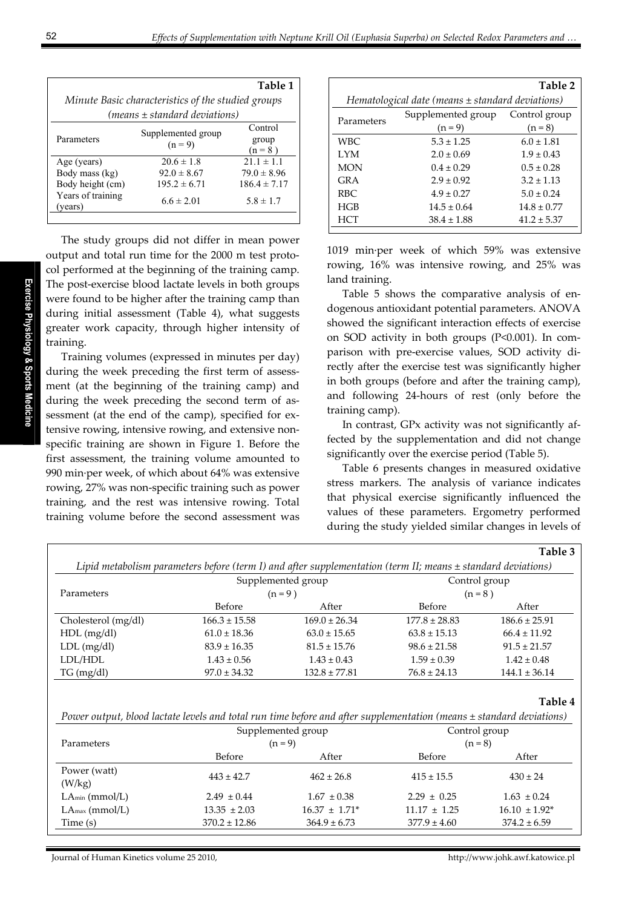**Table 1**

*Minute Basic characteristics of the studied groups (means ± standard deviations)*

| Parameters | Supplemented group (n = 9) | Control group (n = 8 ) |
|---|---|---|
| Age (years) | 20.6 ± 1.8 | 21.1 ± 1.1 |
| Body mass (kg) | 92.0 ± 8.67 | 79.0 ± 8.96 |
| Body height (cm) | 195.2 ± 6.71 | 186.4 ± 7.17 |
| Years of training (years) | 6.6 ± 2.01 | 5.8 ± 1.7 |

**Table 2**

*Hematological date (means ± standard deviations)*

| Parameters | Supplemented group (n = 9) | Control group (n = 8) |
|---|---|---|
| WBC | 5.3 ± 1.25 | 6.0 ± 1.81 |
| LYM | 2.0 ± 0.69 | 1.9 ± 0.43 |
| MON | 0.4 ± 0.29 | 0.5 ± 0.28 |
| GRA | 2.9 ± 0.92 | 3.2 ± 1.13 |
| RBC | 4.9 ± 0.27 | 5.0 ± 0.24 |
| HGB | 14.5 ± 0.64 | 14.8 ± 0.77 |
| HCT | 38.4 ± 1.88 | 41.2 ± 5.37 |

The study groups did not differ in mean power output and total run time for the 2000 m test protocol performed at the beginning of the training camp. The post-exercise blood lactate levels in both groups were found to be higher after the training camp than during initial assessment (Table 4), what suggests greater work capacity, through higher intensity of training.

Training volumes (expressed in minutes per day) during the week preceding the first term of assessment (at the beginning of the training camp) and during the week preceding the second term of assessment (at the end of the camp), specified for extensive rowing, intensive rowing, and extensive non-specific training are shown in Figure 1. Before the first assessment, the training volume amounted to 990 min·per week, of which about 64% was extensive rowing, 27% was non-specific training such as power training, and the rest was intensive rowing. Total training volume before the second assessment was 1019 min·per week of which 59% was extensive rowing, 16% was intensive rowing, and 25% was land training.

Table 5 shows the comparative analysis of endogenous antioxidant potential parameters. ANOVA showed the significant interaction effects of exercise on SOD activity in both groups ($P<0.001$). In comparison with pre-exercise values, SOD activity directly after the exercise test was significantly higher in both groups (before and after the training camp), and following 24-hours of rest (only before the training camp).

In contrast, GPx activity was not significantly affected by the supplementation and did not change significantly over the exercise period (Table 5).

Table 6 presents changes in measured oxidative stress markers. The analysis of variance indicates that physical exercise significantly influenced the values of these parameters. Ergometry performed during the study yielded similar changes in levels of

**Table 3**

*Lipid metabolism parameters before (term I) and after supplementation (term II; means ± standard deviations)*

| Parameters | Supplemented group (n = 9 ) | | Control group (n = 8 ) | |
|---|---|---|---|---|
| | Before | After | Before | After |
| Cholesterol (mg/dl) | 166.3 ± 15.58 | 169.0 ± 26.34 | 177.8 ± 28.83 | 186.6 ± 25.91 |
| HDL (mg/dl) | 61.0 ± 18.36 | 63.0 ± 15.65 | 63.8 ± 15.13 | 66.4 ± 11.92 |
| LDL (mg/dl) | 83.9 ± 16.35 | 81.5 ± 15.76 | 98.6 ± 21.58 | 91.5 ± 21.57 |
| LDL/HDL | 1.43 ± 0.56 | 1.43 ± 0.43 | 1.59 ± 0.39 | 1.42 ± 0.48 |
| TG (mg/dl) | 97.0 ± 34.32 | 132.8 ± 77.81 | 76.8 ± 24.13 | 144.1 ± 36.14 |

**Table 4**

*Power output, blood lactate levels and total run time before and after supplementation (means ± standard deviations)*

| Parameters | Supplemented group (n = 9) | | Control group (n = 8) | |
|---|---|---|---|---|
| | Before | After | Before | After |
| Power (watt) (W/kg) | 443 ± 42.7 | 462 ± 26.8 | 415 ± 15.5 | 430 ± 24 |
| $LA_{min}$ (mmol/L) | 2.49 ± 0.44 | 1.67 ± 0.38 | 2.29 ± 0.25 | 1.63 ± 0.24 |
| $LA_{max}$ (mmol/L) | 13.35 ± 2.03 | 16.37 ± 1.71* | 11.17 ± 1.25 | 16.10 ± 1.92* |
| Time (s) | 370.2 ± 12.86 | 364.9 ± 6.73 | 377.9 ± 4.60 | 374.2 ± 6.59 |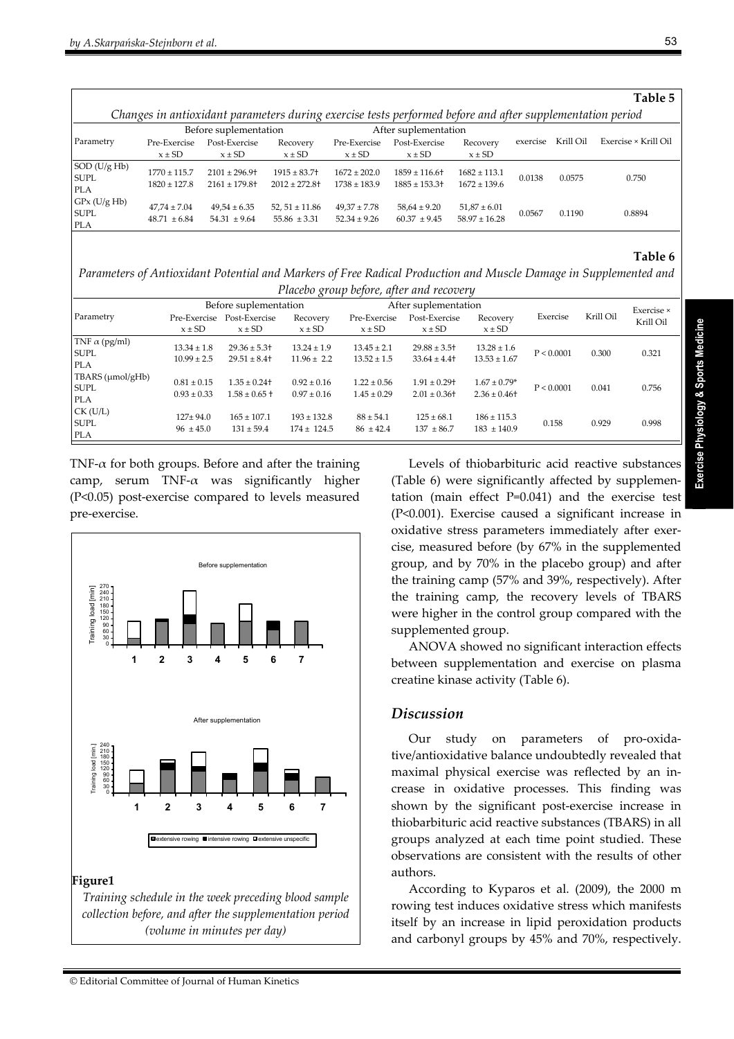**Table 5**

*Changes in antioxidant parameters during exercise tests performed before and after supplementation period*

| Parametry | Before suplementation | | | After suplementation | | | exercise | Krill Oil | Exercise × Krill Oil |
|---|---|---|---|---|---|---|---|---|---|
| | Pre-Exercise x ± SD | Post-Exercise x ± SD | Recovery x ± SD | Pre-Exercise x ± SD | Post-Exercise x ± SD | Recovery x ± SD | | | |
| SOD (U/g Hb) | | | | | | | | | |
| SUPL | 1770 ± 115.7 | 2101 ± 296.9† | 1915 ± 83.7† | 1672 ± 202.0 | 1859 ± 116.6† | 1682 ± 113.1 | 0.0138 | 0.0575 | 0.750 |
| PLA | 1820 ± 127.8 | 2161 ± 179.8† | 2012 ± 272.8† | 1738 ± 183.9 | 1885 ± 153.3† | 1672 ± 139.6 | | | |
| GPx (U/g Hb) | | | | | | | | | |
| SUPL | 47,74 ± 7.04 | 49,54 ± 6.35 | 52, 51 ± 11.86 | 49,37 ± 7.78 | 58,64 ± 9.20 | 51,87 ± 6.01 | 0.0567 | 0.1190 | 0.8894 |
| PLA | 48.71 ± 6.84 | 54.31 ± 9.64 | 55.86 ± 3.31 | 52.34 ± 9.26 | 60.37 ± 9.45 | 58.97 ± 16.28 | | | |

**Table 6**

*Parameters of Antioxidant Potential and Markers of Free Radical Production and Muscle Damage in Supplemented and Placebo group before, after and recovery*

| Parametry | Before suplementation | | | After suplementation | | | Exercise | Krill Oil | Exercise × Krill Oil |
|---|---|---|---|---|---|---|---|---|---|
| | Pre-Exercise x ± SD | Post-Exercise x ± SD | Recovery x ± SD | Pre-Exercise x ± SD | Post-Exercise x ± SD | Recovery x ± SD | | | |
| TNF α (pg/ml) | | | | | | | | | |
| SUPL | 13.34 ± 1.8 | 29.36 ± 5.3† | 13.24 ± 1.9 | 13.45 ± 2.1 | 29.88 ± 3.5† | 13.28 ± 1.6 | P < 0.0001 | 0.300 | 0.321 |
| PLA | 10.99 ± 2.5 | 29.51 ± 8.4† | 11.96 ± 2.2 | 13.52 ± 1.5 | 33.64 ± 4.4† | 13.53 ± 1.67 | | | |
| TBARS (μmol/gHb) | | | | | | | | | |
| SUPL | 0.81 ± 0.15 | 1.35 ± 0.24† | 0.92 ± 0.16 | 1.22 ± 0.56 | 1.91 ± 0.29† | 1.67 ± 0.79* | P < 0.0001 | 0.041 | 0.756 |
| PLA | 0.93 ± 0.33 | 1.58 ± 0.65 † | 0.97 ± 0.16 | 1.45 ± 0.29 | 2.01 ± 0.36† | 2.36 ± 0.46† | | | |
| CK (U/L) | | | | | | | | | |
| SUPL | 127± 94.0 | 165 ± 107.1 | 193 ± 132.8 | 88 ± 54.1 | 125 ± 68.1 | 186 ± 115.3 | 0.158 | 0.929 | 0.998 |
| PLA | 96 ± 45.0 | 131 ± 59.4 | 174 ± 124.5 | 86 ± 42.4 | 137 ± 86.7 | 183 ± 140.9 | | | |

TNF-α for both groups. Before and after the training camp, serum TNF-α was significantly higher ($P<0.05$) post-exercise compared to levels measured pre-exercise.

**Figure1**

*Training schedule in the week preceding blood sample collection before, and after the supplementation period (volume in minutes per day)*

Levels of thiobarbituric acid reactive substances (Table 6) were significantly affected by supplementation (main effect $P=0.041$) and the exercise test ($P<0.001$). Exercise caused a significant increase in oxidative stress parameters immediately after exercise, measured before (by 67% in the supplemented group, and by 70% in the placebo group) and after the training camp (57% and 39%, respectively). After the training camp, the recovery levels of TBARS were higher in the control group compared with the supplemented group.

ANOVA showed no significant interaction effects between supplementation and exercise on plasma creatine kinase activity (Table 6).

## *Discussion*

Our study on parameters of pro-oxidative/antioxidative balance undoubtedly revealed that maximal physical exercise was reflected by an increase in oxidative processes. This finding was shown by the significant post-exercise increase in thiobarbituric acid reactive substances (TBARS) in all groups analyzed at each time point studied. These observations are consistent with the results of other authors.

According to Kyparos et al. (2009), the 2000 m rowing test induces oxidative stress which manifests itself by an increase in lipid peroxidation products and carbonyl groups by 45% and 70%, respectively.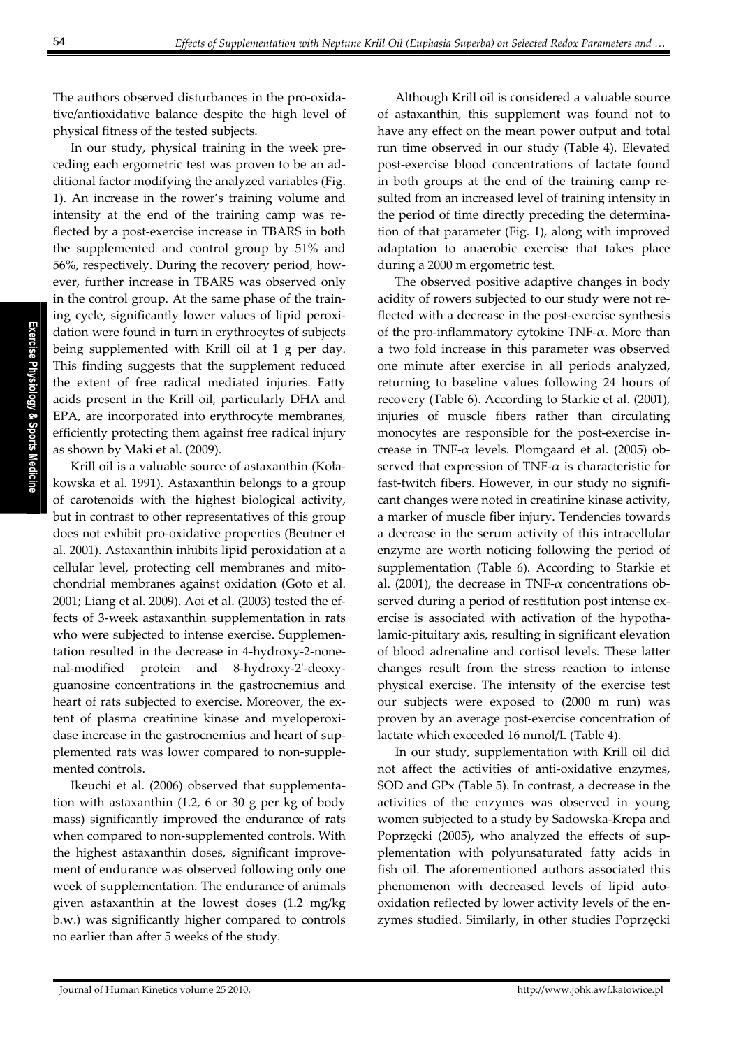The authors observed disturbances in the pro-oxidative/antioxidative balance despite the high level of physical fitness of the tested subjects.

In our study, physical training in the week preceding each ergometric test was proven to be an additional factor modifying the analyzed variables (Fig. 1). An increase in the rower's training volume and intensity at the end of the training camp was reflected by a post-exercise increase in TBARS in both the supplemented and control group by 51% and 56%, respectively. During the recovery period, however, further increase in TBARS was observed only in the control group. At the same phase of the training cycle, significantly lower values of lipid peroxidation were found in turn in erythrocytes of subjects being supplemented with Krill oil at 1 g per day. This finding suggests that the supplement reduced the extent of free radical mediated injuries. Fatty acids present in the Krill oil, particularly DHA and EPA, are incorporated into erythrocyte membranes, efficiently protecting them against free radical injury as shown by Maki et al. (2009).

Krill oil is a valuable source of astaxanthin (Kołakowska et al. 1991). Astaxanthin belongs to a group of carotenoids with the highest biological activity, but in contrast to other representatives of this group does not exhibit pro-oxidative properties (Beutner et al. 2001). Astaxanthin inhibits lipid peroxidation at a cellular level, protecting cell membranes and mitochondrial membranes against oxidation (Goto et al. 2001; Liang et al. 2009). Aoi et al. (2003) tested the effects of 3-week astaxanthin supplementation in rats who were subjected to intense exercise. Supplementation resulted in the decrease in 4-hydroxy-2-nonenal-modified protein and 8-hydroxy-2'-deoxyguanosine concentrations in the gastrocnemius and heart of rats subjected to exercise. Moreover, the extent of plasma creatinine kinase and myeloperoxidase increase in the gastrocnemius and heart of supplemented rats was lower compared to non-supplemented controls.

Ikeuchi et al. (2006) observed that supplementation with astaxanthin (1.2, 6 or 30 g per kg of body mass) significantly improved the endurance of rats when compared to non-supplemented controls. With the highest astaxanthin doses, significant improvement of endurance was observed following only one week of supplementation. The endurance of animals given astaxanthin at the lowest doses (1.2 mg/kg b.w.) was significantly higher compared to controls no earlier than after 5 weeks of the study.

Although Krill oil is considered a valuable source of astaxanthin, this supplement was found not to have any effect on the mean power output and total run time observed in our study (Table 4). Elevated post-exercise blood concentrations of lactate found in both groups at the end of the training camp resulted from an increased level of training intensity in the period of time directly preceding the determination of that parameter (Fig. 1), along with improved adaptation to anaerobic exercise that takes place during a 2000 m ergometric test.

The observed positive adaptive changes in body acidity of rowers subjected to our study were not reflected with a decrease in the post-exercise synthesis of the pro-inflammatory cytokine TNF-$\alpha$. More than a two fold increase in this parameter was observed one minute after exercise in all periods analyzed, returning to baseline values following 24 hours of recovery (Table 6). According to Starkie et al. (2001), injuries of muscle fibers rather than circulating monocytes are responsible for the post-exercise increase in TNF-$\alpha$ levels. Plomgaard et al. (2005) observed that expression of TNF-$\alpha$ is characteristic for fast-twitch fibers. However, in our study no significant changes were noted in creatinine kinase activity, a marker of muscle fiber injury. Tendencies towards a decrease in the serum activity of this intracellular enzyme are worth noticing following the period of supplementation (Table 6). According to Starkie et al. (2001), the decrease in TNF-$\alpha$ concentrations observed during a period of restitution post intense exercise is associated with activation of the hypothalamic-pituitary axis, resulting in significant elevation of blood adrenaline and cortisol levels. These latter changes result from the stress reaction to intense physical exercise. The intensity of the exercise test our subjects were exposed to (2000 m run) was proven by an average post-exercise concentration of lactate which exceeded 16 mmol/L (Table 4).

In our study, supplementation with Krill oil did not affect the activities of anti-oxidative enzymes, SOD and GPx (Table 5). In contrast, a decrease in the activities of the enzymes was observed in young women subjected to a study by Sadowska-Krepa and Poprzęcki (2005), who analyzed the effects of supplementation with polyunsaturated fatty acids in fish oil. The aforementioned authors associated this phenomenon with decreased levels of lipid autooxidation reflected by lower activity levels of the enzymes studied. Similarly, in other studies Poprzęcki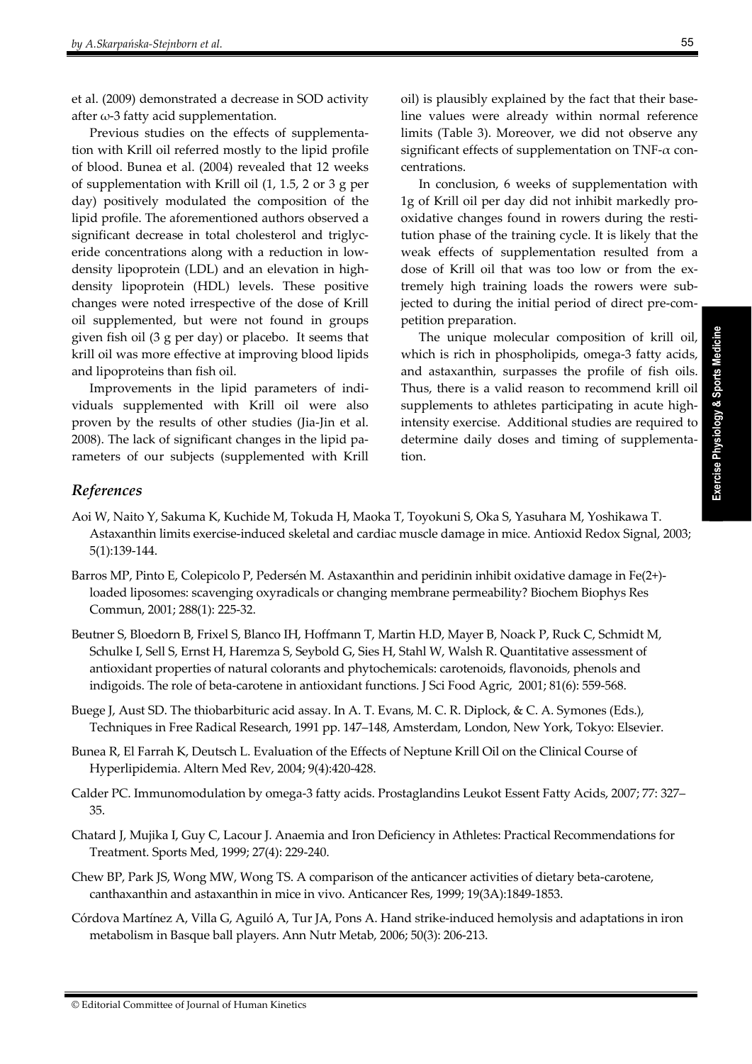et al. (2009) demonstrated a decrease in SOD activity after ω-3 fatty acid supplementation.

Previous studies on the effects of supplementation with Krill oil referred mostly to the lipid profile of blood. Bunea et al. (2004) revealed that 12 weeks of supplementation with Krill oil (1, 1.5, 2 or 3 g per day) positively modulated the composition of the lipid profile. The aforementioned authors observed a significant decrease in total cholesterol and triglyceride concentrations along with a reduction in low-density lipoprotein (LDL) and an elevation in high-density lipoprotein (HDL) levels. These positive changes were noted irrespective of the dose of Krill oil supplemented, but were not found in groups given fish oil (3 g per day) or placebo. It seems that krill oil was more effective at improving blood lipids and lipoproteins than fish oil.

Improvements in the lipid parameters of individuals supplemented with Krill oil were also proven by the results of other studies (Jia-Jin et al. 2008). The lack of significant changes in the lipid parameters of our subjects (supplemented with Krill oil) is plausibly explained by the fact that their baseline values were already within normal reference limits (Table 3). Moreover, we did not observe any significant effects of supplementation on TNF-$\alpha$ concentrations.

In conclusion, 6 weeks of supplementation with 1g of Krill oil per day did not inhibit markedly pro-oxidative changes found in rowers during the restitution phase of the training cycle. It is likely that the weak effects of supplementation resulted from a dose of Krill oil that was too low or from the extremely high training loads the rowers were subjected to during the initial period of direct pre-competition preparation.

The unique molecular composition of krill oil, which is rich in phospholipids, omega-3 fatty acids, and astaxanthin, surpasses the profile of fish oils. Thus, there is a valid reason to recommend krill oil supplements to athletes participating in acute high-intensity exercise. Additional studies are required to determine daily doses and timing of supplementation.

## References

Aoi W, Naito Y, Sakuma K, Kuchide M, Tokuda H, Maoka T, Toyokuni S, Oka S, Yasuhara M, Yoshikawa T. Astaxanthin limits exercise-induced skeletal and cardiac muscle damage in mice. Antioxid Redox Signal, 2003; 5(1):139-144.

Barros MP, Pinto E, Colepicolo P, Pedersén M. Astaxanthin and peridinin inhibit oxidative damage in Fe(2+)-loaded liposomes: scavenging oxyradicals or changing membrane permeability? Biochem Biophys Res Commun, 2001; 288(1): 225-32.

Beutner S, Bloedorn B, Frixel S, Blanco IH, Hoffmann T, Martin H.D, Mayer B, Noack P, Ruck C, Schmidt M, Schulke I, Sell S, Ernst H, Haremza S, Seybold G, Sies H, Stahl W, Walsh R. Quantitative assessment of antioxidant properties of natural colorants and phytochemicals: carotenoids, flavonoids, phenols and indigoids. The role of beta-carotene in antioxidant functions. J Sci Food Agric, 2001; 81(6): 559-568.

Buege J, Aust SD. The thiobarbituric acid assay. In A. T. Evans, M. C. R. Diplock, & C. A. Symones (Eds.), Techniques in Free Radical Research, 1991 pp. 147–148, Amsterdam, London, New York, Tokyo: Elsevier.

Bunea R, El Farrah K, Deutsch L. Evaluation of the Effects of Neptune Krill Oil on the Clinical Course of Hyperlipidemia. Altern Med Rev, 2004; 9(4):420-428.

Calder PC. Immunomodulation by omega-3 fatty acids. Prostaglandins Leukot Essent Fatty Acids, 2007; 77: 327–35.

Chatard J, Mujika I, Guy C, Lacour J. Anaemia and Iron Deficiency in Athletes: Practical Recommendations for Treatment. Sports Med, 1999; 27(4): 229-240.

Chew BP, Park JS, Wong MW, Wong TS. A comparison of the anticancer activities of dietary beta-carotene, canthaxanthin and astaxanthin in mice in vivo. Anticancer Res, 1999; 19(3A):1849-1853.

Córdova Martínez A, Villa G, Aguiló A, Tur JA, Pons A. Hand strike-induced hemolysis and adaptations in iron metabolism in Basque ball players. Ann Nutr Metab, 2006; 50(3): 206-213.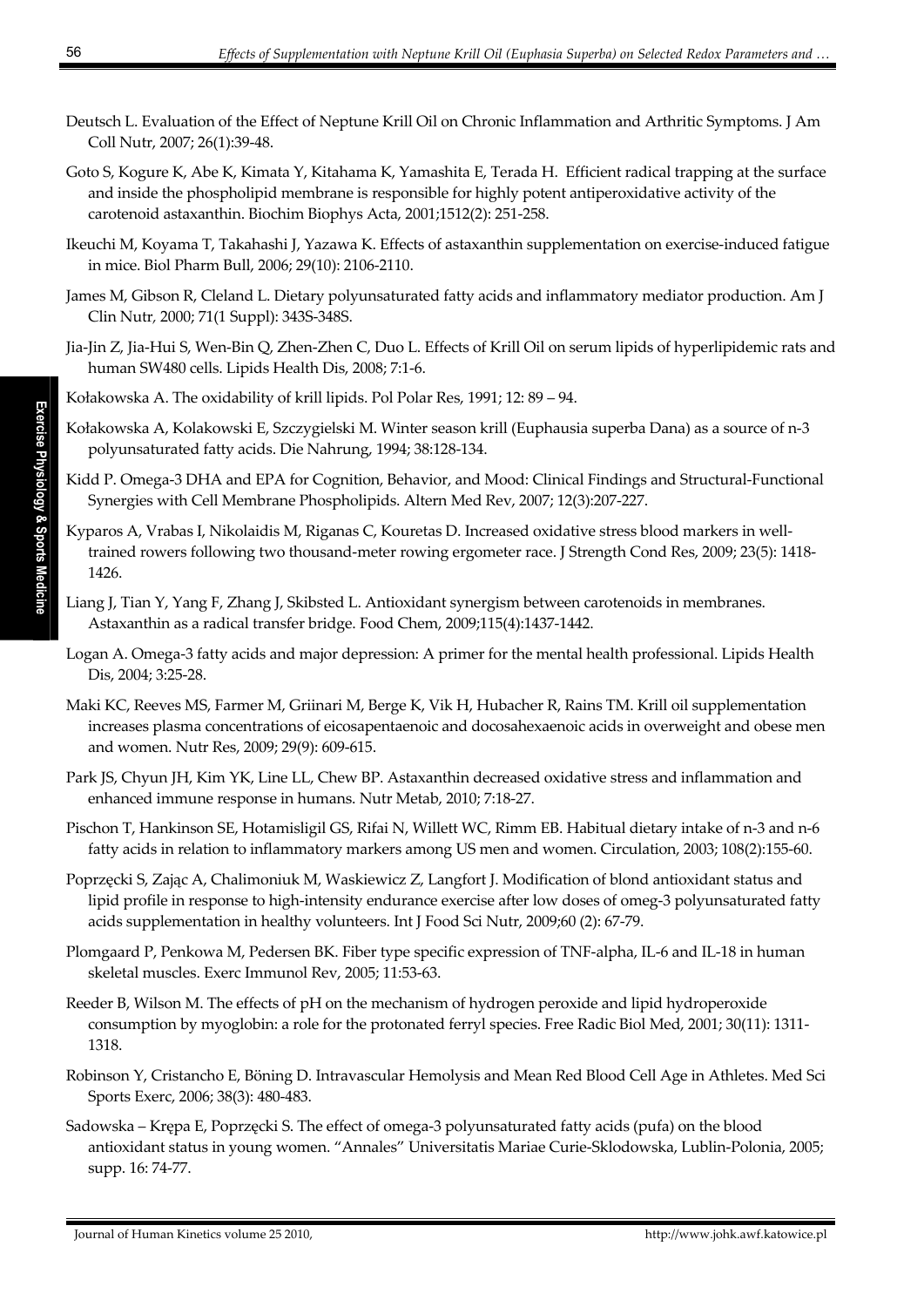Deutsch L. Evaluation of the Effect of Neptune Krill Oil on Chronic Inflammation and Arthritic Symptoms. J Am Coll Nutr, 2007; 26(1):39-48.

Goto S, Kogure K, Abe K, Kimata Y, Kitahama K, Yamashita E, Terada H. Efficient radical trapping at the surface and inside the phospholipid membrane is responsible for highly potent antiperoxidative activity of the carotenoid astaxanthin. Biochim Biophys Acta, 2001;1512(2): 251-258.

Ikeuchi M, Koyama T, Takahashi J, Yazawa K. Effects of astaxanthin supplementation on exercise-induced fatigue in mice. Biol Pharm Bull, 2006; 29(10): 2106-2110.

James M, Gibson R, Cleland L. Dietary polyunsaturated fatty acids and inflammatory mediator production. Am J Clin Nutr, 2000; 71(1 Suppl): 343S-348S.

Jia-Jin Z, Jia-Hui S, Wen-Bin Q, Zhen-Zhen C, Duo L. Effects of Krill Oil on serum lipids of hyperlipidemic rats and human SW480 cells. Lipids Health Dis, 2008; 7:1-6.

Kołakowska A. The oxidability of krill lipids. Pol Polar Res, 1991; 12: 89 – 94.

Kołakowska A, Kolakowski E, Szczygielski M. Winter season krill (Euphausia superba Dana) as a source of n-3 polyunsaturated fatty acids. Die Nahrung, 1994; 38:128-134.

Kidd P. Omega-3 DHA and EPA for Cognition, Behavior, and Mood: Clinical Findings and Structural-Functional Synergies with Cell Membrane Phospholipids. Altern Med Rev, 2007; 12(3):207-227.

Kyparos A, Vrabas I, Nikolaidis M, Riganas C, Kouretas D. Increased oxidative stress blood markers in well-trained rowers following two thousand-meter rowing ergometer race. J Strength Cond Res, 2009; 23(5): 1418-1426.

Liang J, Tian Y, Yang F, Zhang J, Skibsted L. Antioxidant synergism between carotenoids in membranes. Astaxanthin as a radical transfer bridge. Food Chem, 2009;115(4):1437-1442.

Logan A. Omega-3 fatty acids and major depression: A primer for the mental health professional. Lipids Health Dis, 2004; 3:25-28.

Maki KC, Reeves MS, Farmer M, Griinari M, Berge K, Vik H, Hubacher R, Rains TM. Krill oil supplementation increases plasma concentrations of eicosapentaenoic and docosahexaenoic acids in overweight and obese men and women. Nutr Res, 2009; 29(9): 609-615.

Park JS, Chyun JH, Kim YK, Line LL, Chew BP. Astaxanthin decreased oxidative stress and inflammation and enhanced immune response in humans. Nutr Metab, 2010; 7:18-27.

Pischon T, Hankinson SE, Hotamisligil GS, Rifai N, Willett WC, Rimm EB. Habitual dietary intake of n-3 and n-6 fatty acids in relation to inflammatory markers among US men and women. Circulation, 2003; 108(2):155-60.

Poprzęcki S, Zając A, Chalimoniuk M, Waskiewicz Z, Langfort J. Modification of blond antioxidant status and lipid profile in response to high-intensity endurance exercise after low doses of omeg-3 polyunsaturated fatty acids supplementation in healthy volunteers. Int J Food Sci Nutr, 2009;60 (2): 67-79.

Plomgaard P, Penkowa M, Pedersen BK. Fiber type specific expression of TNF-alpha, IL-6 and IL-18 in human skeletal muscles. Exerc Immunol Rev, 2005; 11:53-63.

Reeder B, Wilson M. The effects of pH on the mechanism of hydrogen peroxide and lipid hydroperoxide consumption by myoglobin: a role for the protonated ferryl species. Free Radic Biol Med, 2001; 30(11): 1311-1318.

Robinson Y, Cristancho E, Böning D. Intravascular Hemolysis and Mean Red Blood Cell Age in Athletes. Med Sci Sports Exerc, 2006; 38(3): 480-483.

Sadowska – Krępa E, Poprzęcki S. The effect of omega-3 polyunsaturated fatty acids (pufa) on the blood antioxidant status in young women. "Annales" Universitatis Mariae Curie-Sklodowska, Lublin-Polonia, 2005; supp. 16: 74-77.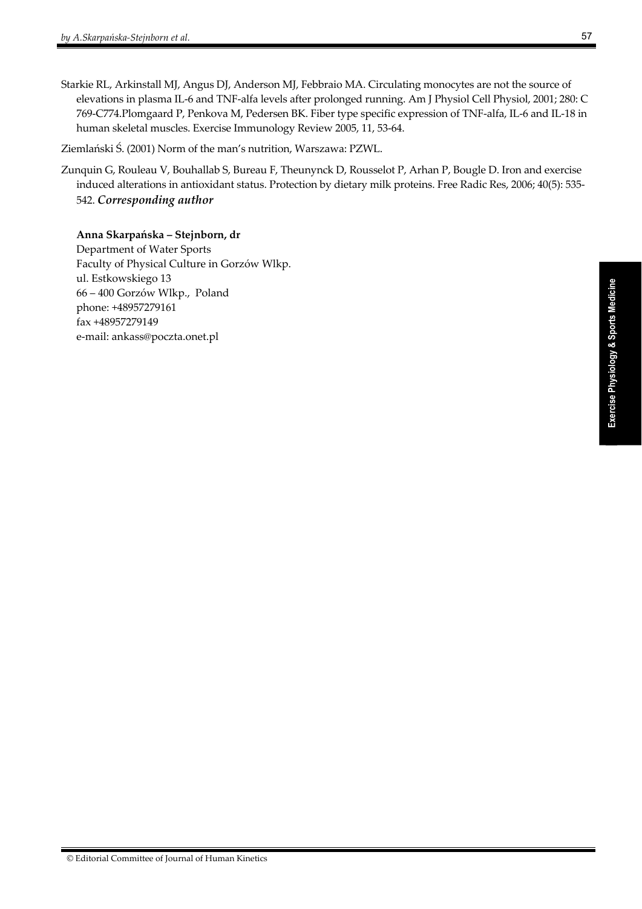Starkie RL, Arkinstall MJ, Angus DJ, Anderson MJ, Febbraio MA. Circulating monocytes are not the source of elevations in plasma IL-6 and TNF-alfa levels after prolonged running. Am J Physiol Cell Physiol, 2001; 280: C 769-C774.Plomgaard P, Penkova M, Pedersen BK. Fiber type specific expression of TNF-alfa, IL-6 and IL-18 in human skeletal muscles. Exercise Immunology Review 2005, 11, 53-64.

Ziemlański Ś. (2001) Norm of the man's nutrition, Warszawa: PZWL.

Zunquin G, Rouleau V, Bouhallab S, Bureau F, Theunynck D, Rousselot P, Arhan P, Bougle D. Iron and exercise induced alterations in antioxidant status. Protection by dietary milk proteins. Free Radic Res, 2006; 40(5): 535-542. ***Corresponding author***

**Anna Skarpańska – Stejnborn, dr**
Department of Water Sports
Faculty of Physical Culture in Gorzów Wlkp.
ul. Estkowskiego 13
66 – 400 Gorzów Wlkp., Poland
phone: +48957279161
fax +48957279149
e-mail: ankass@poczta.onet.pl